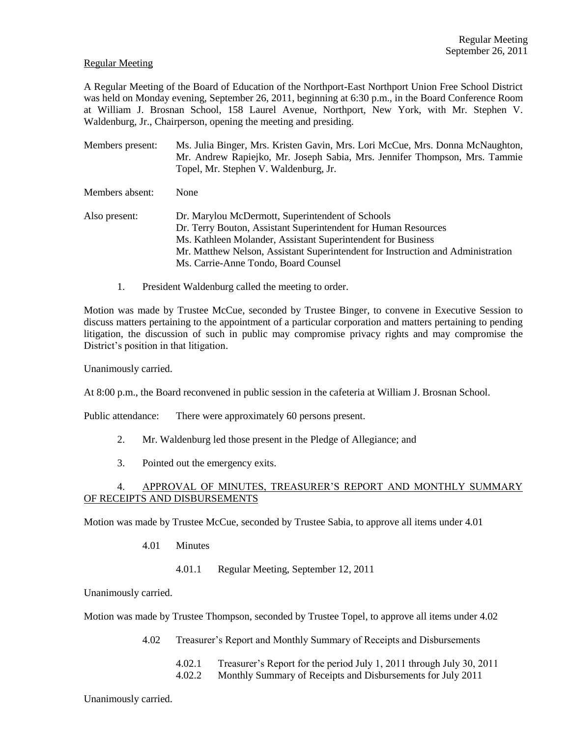Regular Meeting

A Regular Meeting of the Board of Education of the Northport-East Northport Union Free School District was held on Monday evening, September 26, 2011, beginning at 6:30 p.m., in the Board Conference Room at William J. Brosnan School, 158 Laurel Avenue, Northport, New York, with Mr. Stephen V. Waldenburg, Jr., Chairperson, opening the meeting and presiding.

Members present: Ms. Julia Binger, Mrs. Kristen Gavin, Mrs. Lori McCue, Mrs. Donna McNaughton, Mr. Andrew Rapiejko, Mr. Joseph Sabia, Mrs. Jennifer Thompson, Mrs. Tammie Topel, Mr. Stephen V. Waldenburg, Jr.

Members absent: None

Also present: Dr. Marylou McDermott, Superintendent of Schools
Dr. Terry Bouton, Assistant Superintendent for Human Resources
Ms. Kathleen Molander, Assistant Superintendent for Business
Mr. Matthew Nelson, Assistant Superintendent for Instruction and Administration
Ms. Carrie-Anne Tondo, Board Counsel

1. President Waldenburg called the meeting to order.

Motion was made by Trustee McCue, seconded by Trustee Binger, to convene in Executive Session to discuss matters pertaining to the appointment of a particular corporation and matters pertaining to pending litigation, the discussion of such in public may compromise privacy rights and may compromise the District's position in that litigation.

Unanimously carried.

At 8:00 p.m., the Board reconvened in public session in the cafeteria at William J. Brosnan School.

Public attendance: There were approximately 60 persons present.

2. Mr. Waldenburg led those present in the Pledge of Allegiance; and

3. Pointed out the emergency exits.

4. APPROVAL OF MINUTES, TREASURER'S REPORT AND MONTHLY SUMMARY OF RECEIPTS AND DISBURSEMENTS

Motion was made by Trustee McCue, seconded by Trustee Sabia, to approve all items under 4.01

4.01 Minutes

4.01.1 Regular Meeting, September 12, 2011

Unanimously carried.

Motion was made by Trustee Thompson, seconded by Trustee Topel, to approve all items under 4.02

4.02 Treasurer's Report and Monthly Summary of Receipts and Disbursements

4.02.1 Treasurer's Report for the period July 1, 2011 through July 30, 2011
4.02.2 Monthly Summary of Receipts and Disbursements for July 2011

Unanimously carried.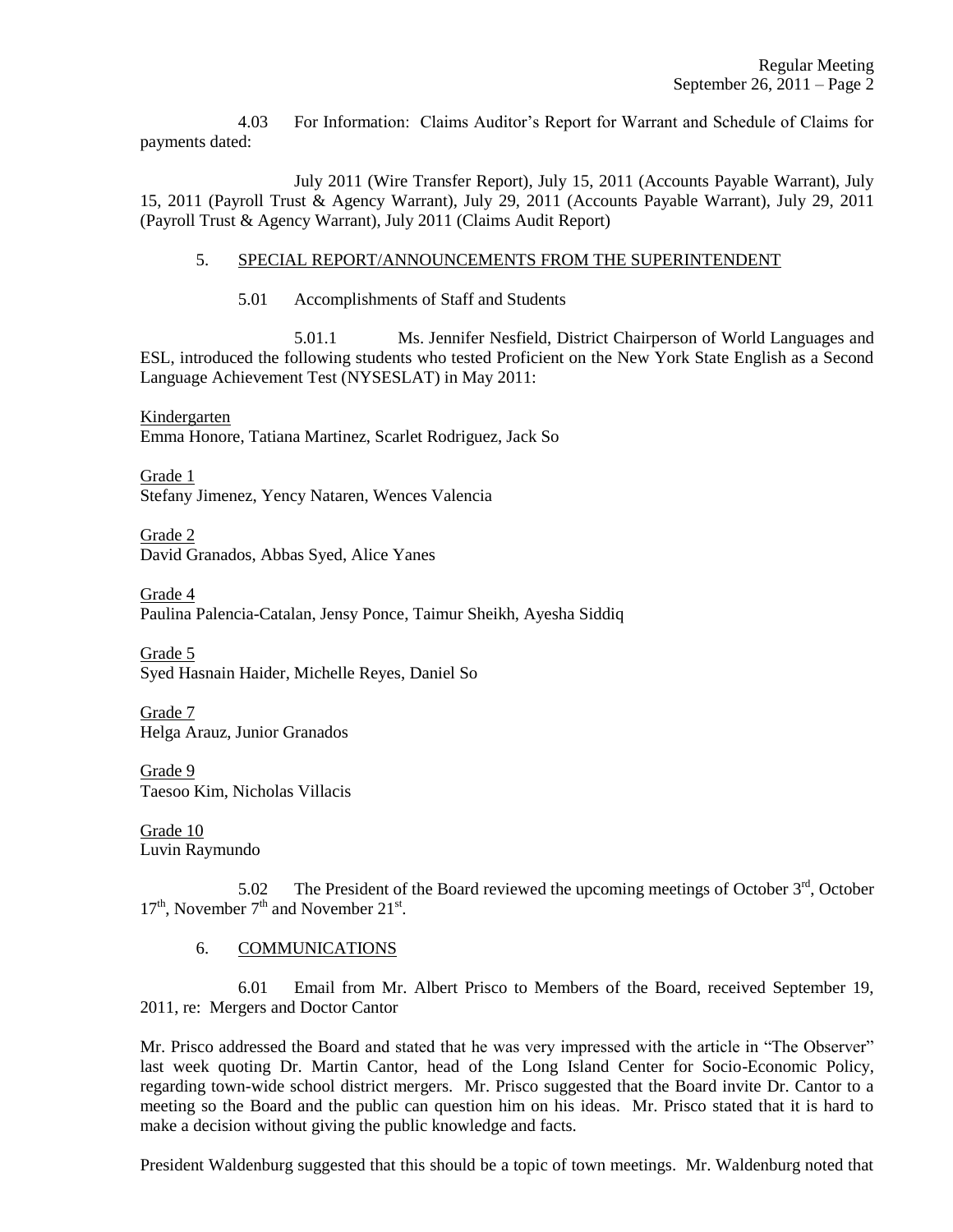4.03 For Information: Claims Auditor's Report for Warrant and Schedule of Claims for payments dated:

July 2011 (Wire Transfer Report), July 15, 2011 (Accounts Payable Warrant), July 15, 2011 (Payroll Trust & Agency Warrant), July 29, 2011 (Accounts Payable Warrant), July 29, 2011 (Payroll Trust & Agency Warrant), July 2011 (Claims Audit Report)

5. SPECIAL REPORT/ANNOUNCEMENTS FROM THE SUPERINTENDENT

5.01 Accomplishments of Staff and Students

5.01.1 Ms. Jennifer Nesfield, District Chairperson of World Languages and ESL, introduced the following students who tested Proficient on the New York State English as a Second Language Achievement Test (NYSESLAT) in May 2011:

Kindergarten
Emma Honore, Tatiana Martinez, Scarlet Rodriguez, Jack So

Grade 1
Stefany Jimenez, Yency Nataren, Wences Valencia

Grade 2
David Granados, Abbas Syed, Alice Yanes

Grade 4
Paulina Palencia-Catalan, Jensy Ponce, Taimur Sheikh, Ayesha Siddiq

Grade 5
Syed Hasnain Haider, Michelle Reyes, Daniel So

Grade 7
Helga Arauz, Junior Granados

Grade 9
Taesoo Kim, Nicholas Villacis

Grade 10
Luvin Raymundo

5.02 The President of the Board reviewed the upcoming meetings of October 3rd, October 17th, November 7th and November 21st.

6. COMMUNICATIONS

6.01 Email from Mr. Albert Prisco to Members of the Board, received September 19, 2011, re: Mergers and Doctor Cantor

Mr. Prisco addressed the Board and stated that he was very impressed with the article in "The Observer" last week quoting Dr. Martin Cantor, head of the Long Island Center for Socio-Economic Policy, regarding town-wide school district mergers. Mr. Prisco suggested that the Board invite Dr. Cantor to a meeting so the Board and the public can question him on his ideas. Mr. Prisco stated that it is hard to make a decision without giving the public knowledge and facts.

President Waldenburg suggested that this should be a topic of town meetings. Mr. Waldenburg noted that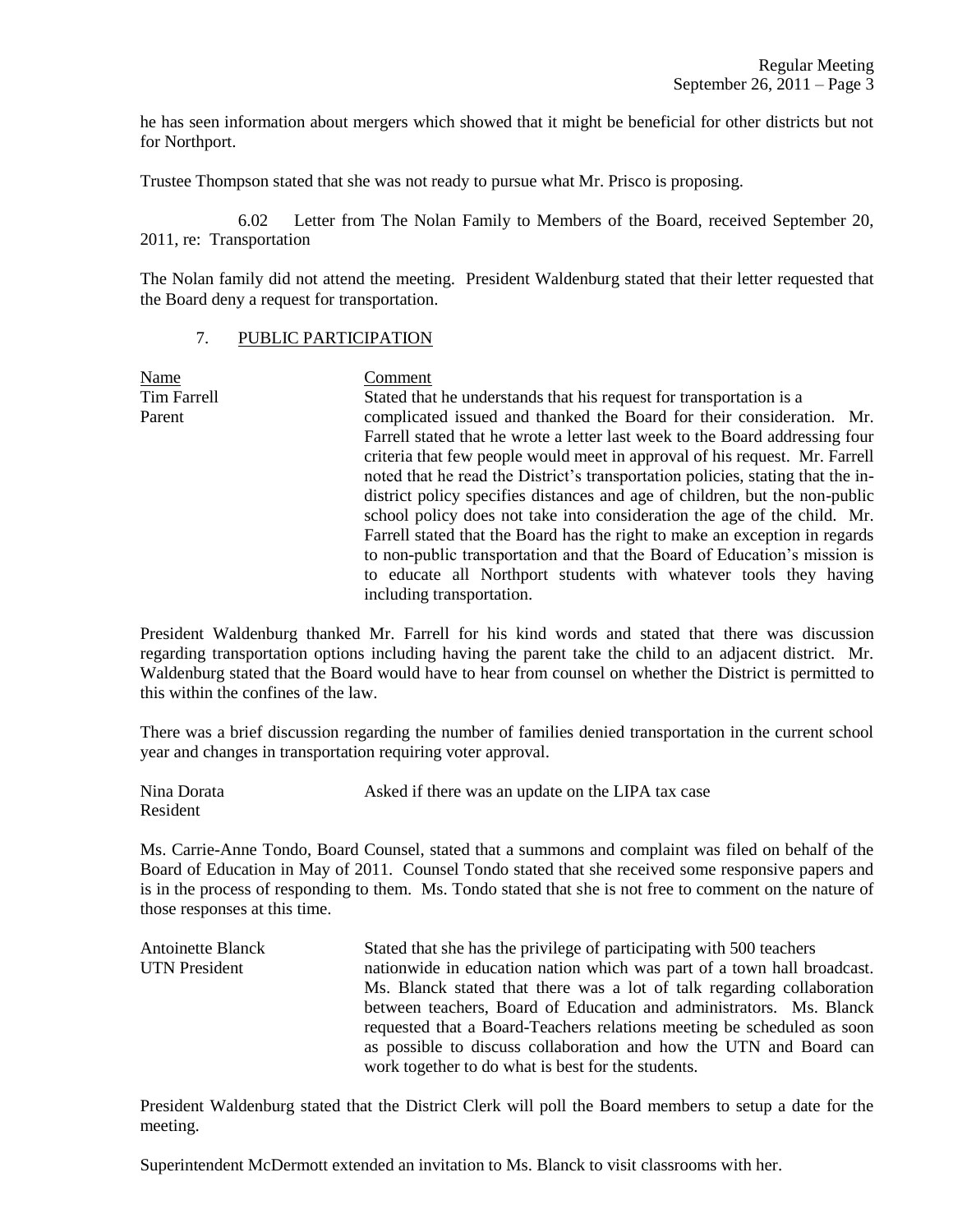he has seen information about mergers which showed that it might be beneficial for other districts but not for Northport.

Trustee Thompson stated that she was not ready to pursue what Mr. Prisco is proposing.

6.02 Letter from The Nolan Family to Members of the Board, received September 20, 2011, re: Transportation

The Nolan family did not attend the meeting. President Waldenburg stated that their letter requested that the Board deny a request for transportation.

7. PUBLIC PARTICIPATION

| Name | Comment |
|---|---|
| Tim Farrell<br>Parent | Stated that he understands that his request for transportation is a complicated issued and thanked the Board for their consideration. Mr. Farrell stated that he wrote a letter last week to the Board addressing four criteria that few people would meet in approval of his request. Mr. Farrell noted that he read the District's transportation policies, stating that the in-district policy specifies distances and age of children, but the non-public school policy does not take into consideration the age of the child. Mr. Farrell stated that the Board has the right to make an exception in regards to non-public transportation and that the Board of Education's mission is to educate all Northport students with whatever tools they having including transportation. |

President Waldenburg thanked Mr. Farrell for his kind words and stated that there was discussion regarding transportation options including having the parent take the child to an adjacent district. Mr. Waldenburg stated that the Board would have to hear from counsel on whether the District is permitted to this within the confines of the law.

There was a brief discussion regarding the number of families denied transportation in the current school year and changes in transportation requiring voter approval.

| | |
|---|---|
| Nina Dorata<br>Resident | Asked if there was an update on the LIPA tax case |

Ms. Carrie-Anne Tondo, Board Counsel, stated that a summons and complaint was filed on behalf of the Board of Education in May of 2011. Counsel Tondo stated that she received some responsive papers and is in the process of responding to them. Ms. Tondo stated that she is not free to comment on the nature of those responses at this time.

| | |
|---|---|
| Antoinette Blanck<br>UTN President | Stated that she has the privilege of participating with 500 teachers nationwide in education nation which was part of a town hall broadcast. Ms. Blanck stated that there was a lot of talk regarding collaboration between teachers, Board of Education and administrators. Ms. Blanck requested that a Board-Teachers relations meeting be scheduled as soon as possible to discuss collaboration and how the UTN and Board can work together to do what is best for the students. |

President Waldenburg stated that the District Clerk will poll the Board members to setup a date for the meeting.

Superintendent McDermott extended an invitation to Ms. Blanck to visit classrooms with her.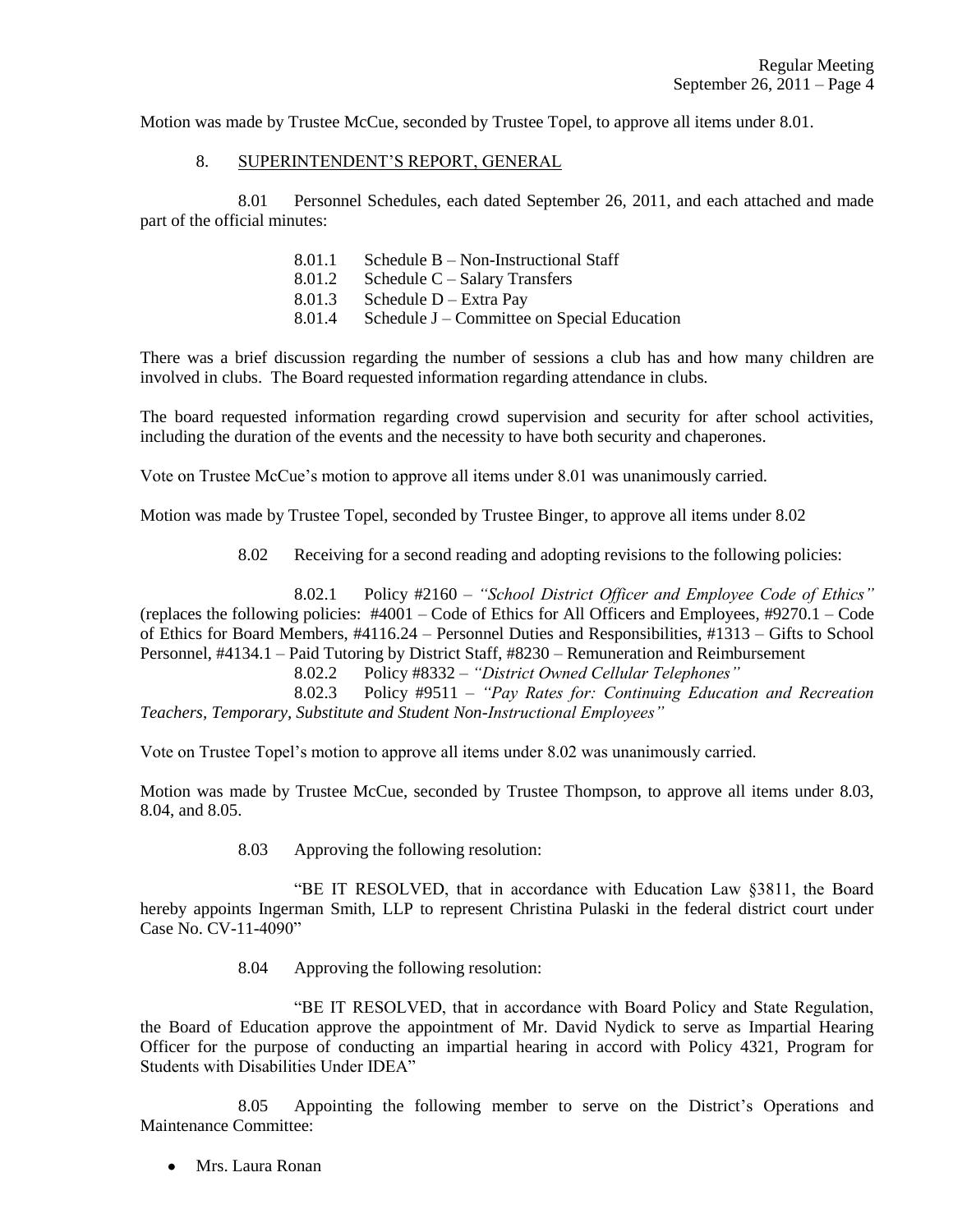Motion was made by Trustee McCue, seconded by Trustee Topel, to approve all items under 8.01.

8. SUPERINTENDENT'S REPORT, GENERAL

8.01 Personnel Schedules, each dated September 26, 2011, and each attached and made part of the official minutes:

- 8.01.1 Schedule B – Non-Instructional Staff
- 8.01.2 Schedule C – Salary Transfers
- 8.01.3 Schedule D – Extra Pay
- 8.01.4 Schedule J – Committee on Special Education

There was a brief discussion regarding the number of sessions a club has and how many children are involved in clubs. The Board requested information regarding attendance in clubs.

The board requested information regarding crowd supervision and security for after school activities, including the duration of the events and the necessity to have both security and chaperones.

Vote on Trustee McCue's motion to approve all items under 8.01 was unanimously carried.

Motion was made by Trustee Topel, seconded by Trustee Binger, to approve all items under 8.02

8.02 Receiving for a second reading and adopting revisions to the following policies:

8.02.1 Policy #2160 – *"School District Officer and Employee Code of Ethics"* (replaces the following policies: #4001 – Code of Ethics for All Officers and Employees, #9270.1 – Code of Ethics for Board Members, #4116.24 – Personnel Duties and Responsibilities, #1313 – Gifts to School Personnel, #4134.1 – Paid Tutoring by District Staff, #8230 – Remuneration and Reimbursement

8.02.2 Policy #8332 – *"District Owned Cellular Telephones"*

8.02.3 Policy #9511 – *"Pay Rates for: Continuing Education and Recreation Teachers, Temporary, Substitute and Student Non-Instructional Employees"*

Vote on Trustee Topel's motion to approve all items under 8.02 was unanimously carried.

Motion was made by Trustee McCue, seconded by Trustee Thompson, to approve all items under 8.03, 8.04, and 8.05.

8.03 Approving the following resolution:

"BE IT RESOLVED, that in accordance with Education Law §3811, the Board hereby appoints Ingerman Smith, LLP to represent Christina Pulaski in the federal district court under Case No. CV-11-4090"

8.04 Approving the following resolution:

"BE IT RESOLVED, that in accordance with Board Policy and State Regulation, the Board of Education approve the appointment of Mr. David Nydick to serve as Impartial Hearing Officer for the purpose of conducting an impartial hearing in accord with Policy 4321, Program for Students with Disabilities Under IDEA"

8.05 Appointing the following member to serve on the District's Operations and Maintenance Committee:

- Mrs. Laura Ronan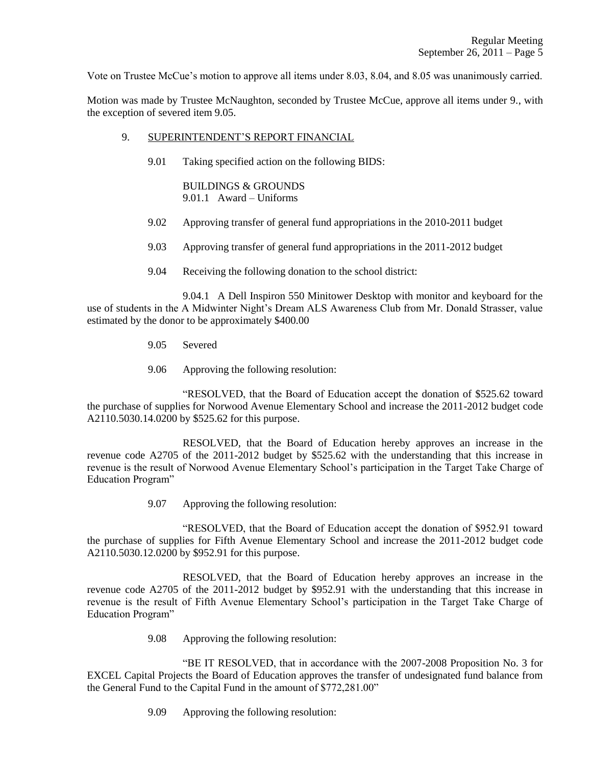Vote on Trustee McCue's motion to approve all items under 8.03, 8.04, and 8.05 was unanimously carried.

Motion was made by Trustee McNaughton, seconded by Trustee McCue, approve all items under 9., with the exception of severed item 9.05.

9. SUPERINTENDENT'S REPORT FINANCIAL

9.01 Taking specified action on the following BIDS:

BUILDINGS & GROUNDS
9.01.1 Award – Uniforms

9.02 Approving transfer of general fund appropriations in the 2010-2011 budget

9.03 Approving transfer of general fund appropriations in the 2011-2012 budget

9.04 Receiving the following donation to the school district:

9.04.1 A Dell Inspiron 550 Minitower Desktop with monitor and keyboard for the use of students in the A Midwinter Night's Dream ALS Awareness Club from Mr. Donald Strasser, value estimated by the donor to be approximately $400.00

9.05 Severed

9.06 Approving the following resolution:

"RESOLVED, that the Board of Education accept the donation of $525.62 toward the purchase of supplies for Norwood Avenue Elementary School and increase the 2011-2012 budget code A2110.5030.14.0200 by $525.62 for this purpose.

RESOLVED, that the Board of Education hereby approves an increase in the revenue code A2705 of the 2011-2012 budget by $525.62 with the understanding that this increase in revenue is the result of Norwood Avenue Elementary School's participation in the Target Take Charge of Education Program"

9.07 Approving the following resolution:

"RESOLVED, that the Board of Education accept the donation of $952.91 toward the purchase of supplies for Fifth Avenue Elementary School and increase the 2011-2012 budget code A2110.5030.12.0200 by $952.91 for this purpose.

RESOLVED, that the Board of Education hereby approves an increase in the revenue code A2705 of the 2011-2012 budget by $952.91 with the understanding that this increase in revenue is the result of Fifth Avenue Elementary School's participation in the Target Take Charge of Education Program"

9.08 Approving the following resolution:

"BE IT RESOLVED, that in accordance with the 2007-2008 Proposition No. 3 for EXCEL Capital Projects the Board of Education approves the transfer of undesignated fund balance from the General Fund to the Capital Fund in the amount of $772,281.00"

9.09 Approving the following resolution: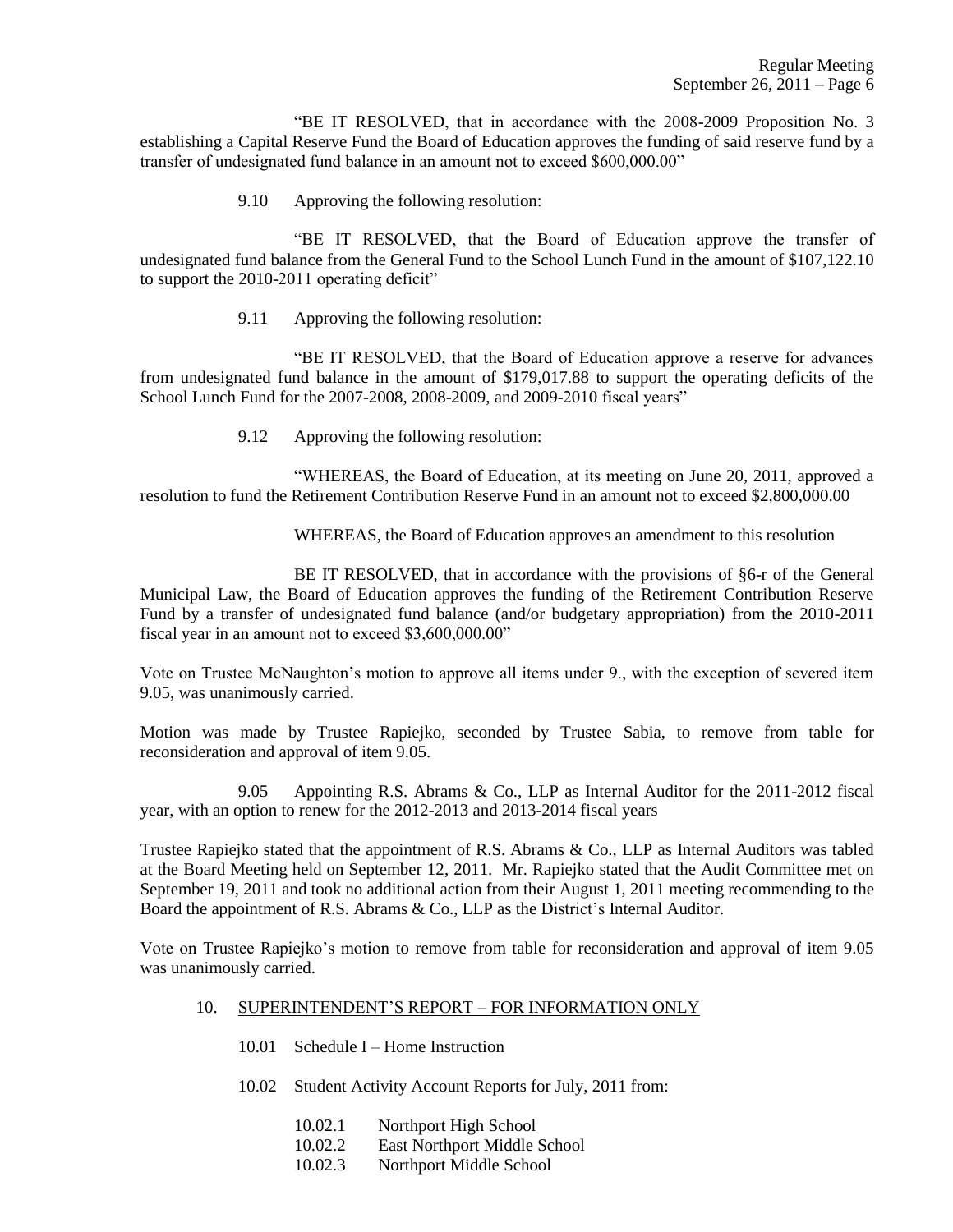"BE IT RESOLVED, that in accordance with the 2008-2009 Proposition No. 3 establishing a Capital Reserve Fund the Board of Education approves the funding of said reserve fund by a transfer of undesignated fund balance in an amount not to exceed $600,000.00"

9.10 Approving the following resolution:

"BE IT RESOLVED, that the Board of Education approve the transfer of undesignated fund balance from the General Fund to the School Lunch Fund in the amount of $107,122.10 to support the 2010-2011 operating deficit"

9.11 Approving the following resolution:

"BE IT RESOLVED, that the Board of Education approve a reserve for advances from undesignated fund balance in the amount of $179,017.88 to support the operating deficits of the School Lunch Fund for the 2007-2008, 2008-2009, and 2009-2010 fiscal years"

9.12 Approving the following resolution:

"WHEREAS, the Board of Education, at its meeting on June 20, 2011, approved a resolution to fund the Retirement Contribution Reserve Fund in an amount not to exceed $2,800,000.00

WHEREAS, the Board of Education approves an amendment to this resolution

BE IT RESOLVED, that in accordance with the provisions of §6-r of the General Municipal Law, the Board of Education approves the funding of the Retirement Contribution Reserve Fund by a transfer of undesignated fund balance (and/or budgetary appropriation) from the 2010-2011 fiscal year in an amount not to exceed $3,600,000.00"

Vote on Trustee McNaughton's motion to approve all items under 9., with the exception of severed item 9.05, was unanimously carried.

Motion was made by Trustee Rapiejko, seconded by Trustee Sabia, to remove from table for reconsideration and approval of item 9.05.

9.05 Appointing R.S. Abrams & Co., LLP as Internal Auditor for the 2011-2012 fiscal year, with an option to renew for the 2012-2013 and 2013-2014 fiscal years

Trustee Rapiejko stated that the appointment of R.S. Abrams & Co., LLP as Internal Auditors was tabled at the Board Meeting held on September 12, 2011. Mr. Rapiejko stated that the Audit Committee met on September 19, 2011 and took no additional action from their August 1, 2011 meeting recommending to the Board the appointment of R.S. Abrams & Co., LLP as the District's Internal Auditor.

Vote on Trustee Rapiejko's motion to remove from table for reconsideration and approval of item 9.05 was unanimously carried.

10. <u>SUPERINTENDENT'S REPORT – FOR INFORMATION ONLY</u>

10.01 Schedule I – Home Instruction

10.02 Student Activity Account Reports for July, 2011 from:

10.02.1 Northport High School
10.02.2 East Northport Middle School
10.02.3 Northport Middle School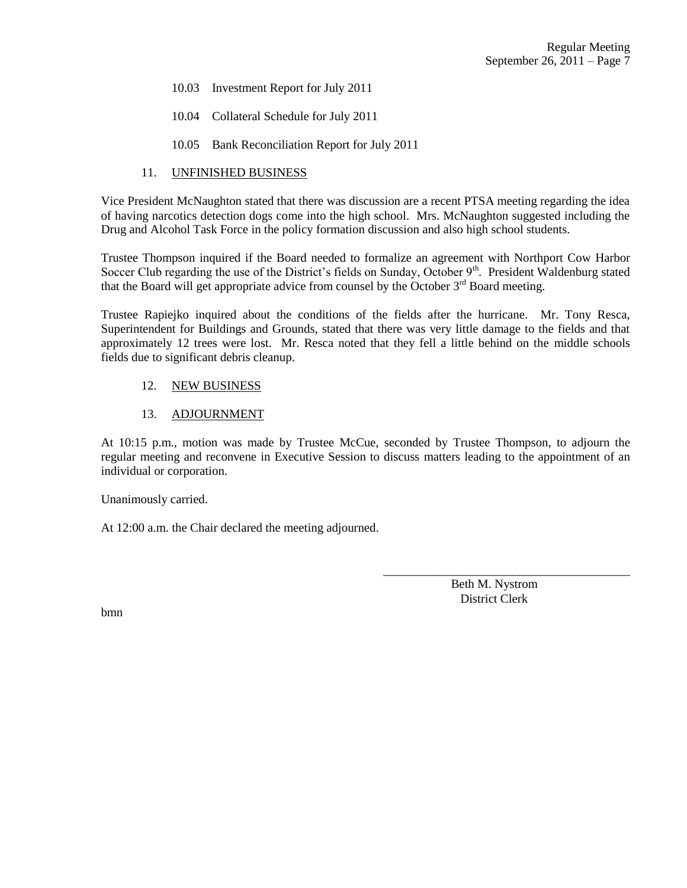10.03 Investment Report for July 2011

10.04 Collateral Schedule for July 2011

10.05 Bank Reconciliation Report for July 2011

11. UNFINISHED BUSINESS

Vice President McNaughton stated that there was discussion are a recent PTSA meeting regarding the idea of having narcotics detection dogs come into the high school. Mrs. McNaughton suggested including the Drug and Alcohol Task Force in the policy formation discussion and also high school students.

Trustee Thompson inquired if the Board needed to formalize an agreement with Northport Cow Harbor Soccer Club regarding the use of the District's fields on Sunday, October 9th. President Waldenburg stated that the Board will get appropriate advice from counsel by the October 3rd Board meeting.

Trustee Rapiejko inquired about the conditions of the fields after the hurricane. Mr. Tony Resca, Superintendent for Buildings and Grounds, stated that there was very little damage to the fields and that approximately 12 trees were lost. Mr. Resca noted that they fell a little behind on the middle schools fields due to significant debris cleanup.

12. NEW BUSINESS

13. ADJOURNMENT

At 10:15 p.m., motion was made by Trustee McCue, seconded by Trustee Thompson, to adjourn the regular meeting and reconvene in Executive Session to discuss matters leading to the appointment of an individual or corporation.

Unanimously carried.

At 12:00 a.m. the Chair declared the meeting adjourned.

\_\_\_\_\_\_\_\_\_\_\_\_\_\_\_\_\_\_\_\_\_\_\_\_\_\_\_\_\_\_\_\_\_\_\_\_\_\_\_\_

Beth M. Nystrom
District Clerk

bmn